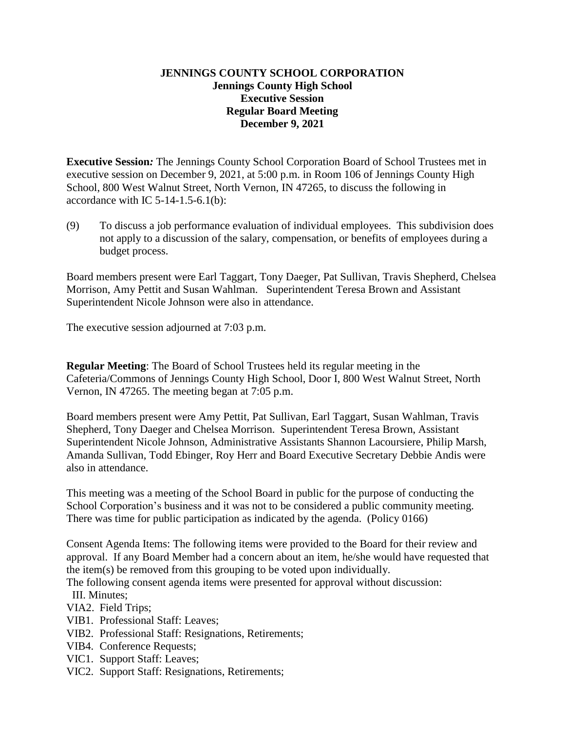**JENNINGS COUNTY SCHOOL CORPORATION**
**Jennings County High School**
**Executive Session**
**Regular Board Meeting**
**December 9, 2021**

**Executive Session***:* The Jennings County School Corporation Board of School Trustees met in executive session on December 9, 2021, at 5:00 p.m. in Room 106 of Jennings County High School, 800 West Walnut Street, North Vernon, IN 47265, to discuss the following in accordance with IC 5-14-1.5-6.1(b):

(9) To discuss a job performance evaluation of individual employees. This subdivision does not apply to a discussion of the salary, compensation, or benefits of employees during a budget process.

Board members present were Earl Taggart, Tony Daeger, Pat Sullivan, Travis Shepherd, Chelsea Morrison, Amy Pettit and Susan Wahlman. Superintendent Teresa Brown and Assistant Superintendent Nicole Johnson were also in attendance.

The executive session adjourned at 7:03 p.m.

**Regular Meeting**: The Board of School Trustees held its regular meeting in the Cafeteria/Commons of Jennings County High School, Door I, 800 West Walnut Street, North Vernon, IN 47265. The meeting began at 7:05 p.m.

Board members present were Amy Pettit, Pat Sullivan, Earl Taggart, Susan Wahlman, Travis Shepherd, Tony Daeger and Chelsea Morrison. Superintendent Teresa Brown, Assistant Superintendent Nicole Johnson, Administrative Assistants Shannon Lacoursiere, Philip Marsh, Amanda Sullivan, Todd Ebinger, Roy Herr and Board Executive Secretary Debbie Andis were also in attendance.

This meeting was a meeting of the School Board in public for the purpose of conducting the School Corporation's business and it was not to be considered a public community meeting. There was time for public participation as indicated by the agenda. (Policy 0166)

Consent Agenda Items: The following items were provided to the Board for their review and approval. If any Board Member had a concern about an item, he/she would have requested that the item(s) be removed from this grouping to be voted upon individually.
The following consent agenda items were presented for approval without discussion:

III. Minutes;
VIA2. Field Trips;
VIB1. Professional Staff: Leaves;
VIB2. Professional Staff: Resignations, Retirements;
VIB4. Conference Requests;
VIC1. Support Staff: Leaves;
VIC2. Support Staff: Resignations, Retirements;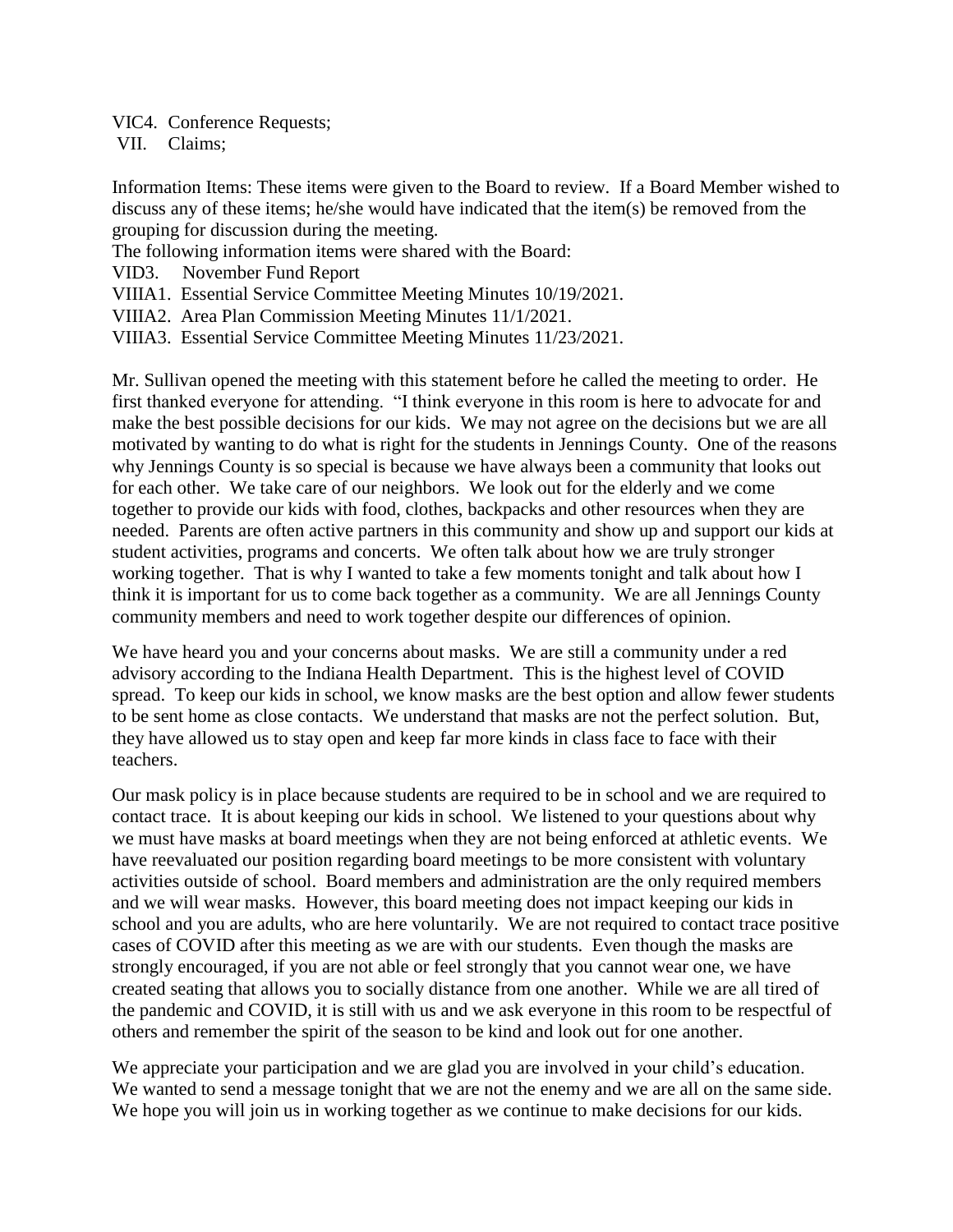VIC4. Conference Requests;
VII. Claims;

Information Items: These items were given to the Board to review. If a Board Member wished to discuss any of these items; he/she would have indicated that the item(s) be removed from the grouping for discussion during the meeting.
The following information items were shared with the Board:
VID3. November Fund Report
VIIIA1. Essential Service Committee Meeting Minutes 10/19/2021.
VIIIA2. Area Plan Commission Meeting Minutes 11/1/2021.
VIIIA3. Essential Service Committee Meeting Minutes 11/23/2021.

Mr. Sullivan opened the meeting with this statement before he called the meeting to order. He first thanked everyone for attending. "I think everyone in this room is here to advocate for and make the best possible decisions for our kids. We may not agree on the decisions but we are all motivated by wanting to do what is right for the students in Jennings County. One of the reasons why Jennings County is so special is because we have always been a community that looks out for each other. We take care of our neighbors. We look out for the elderly and we come together to provide our kids with food, clothes, backpacks and other resources when they are needed. Parents are often active partners in this community and show up and support our kids at student activities, programs and concerts. We often talk about how we are truly stronger working together. That is why I wanted to take a few moments tonight and talk about how I think it is important for us to come back together as a community. We are all Jennings County community members and need to work together despite our differences of opinion.

We have heard you and your concerns about masks. We are still a community under a red advisory according to the Indiana Health Department. This is the highest level of COVID spread. To keep our kids in school, we know masks are the best option and allow fewer students to be sent home as close contacts. We understand that masks are not the perfect solution. But, they have allowed us to stay open and keep far more kinds in class face to face with their teachers.

Our mask policy is in place because students are required to be in school and we are required to contact trace. It is about keeping our kids in school. We listened to your questions about why we must have masks at board meetings when they are not being enforced at athletic events. We have reevaluated our position regarding board meetings to be more consistent with voluntary activities outside of school. Board members and administration are the only required members and we will wear masks. However, this board meeting does not impact keeping our kids in school and you are adults, who are here voluntarily. We are not required to contact trace positive cases of COVID after this meeting as we are with our students. Even though the masks are strongly encouraged, if you are not able or feel strongly that you cannot wear one, we have created seating that allows you to socially distance from one another. While we are all tired of the pandemic and COVID, it is still with us and we ask everyone in this room to be respectful of others and remember the spirit of the season to be kind and look out for one another.

We appreciate your participation and we are glad you are involved in your child's education. We wanted to send a message tonight that we are not the enemy and we are all on the same side. We hope you will join us in working together as we continue to make decisions for our kids.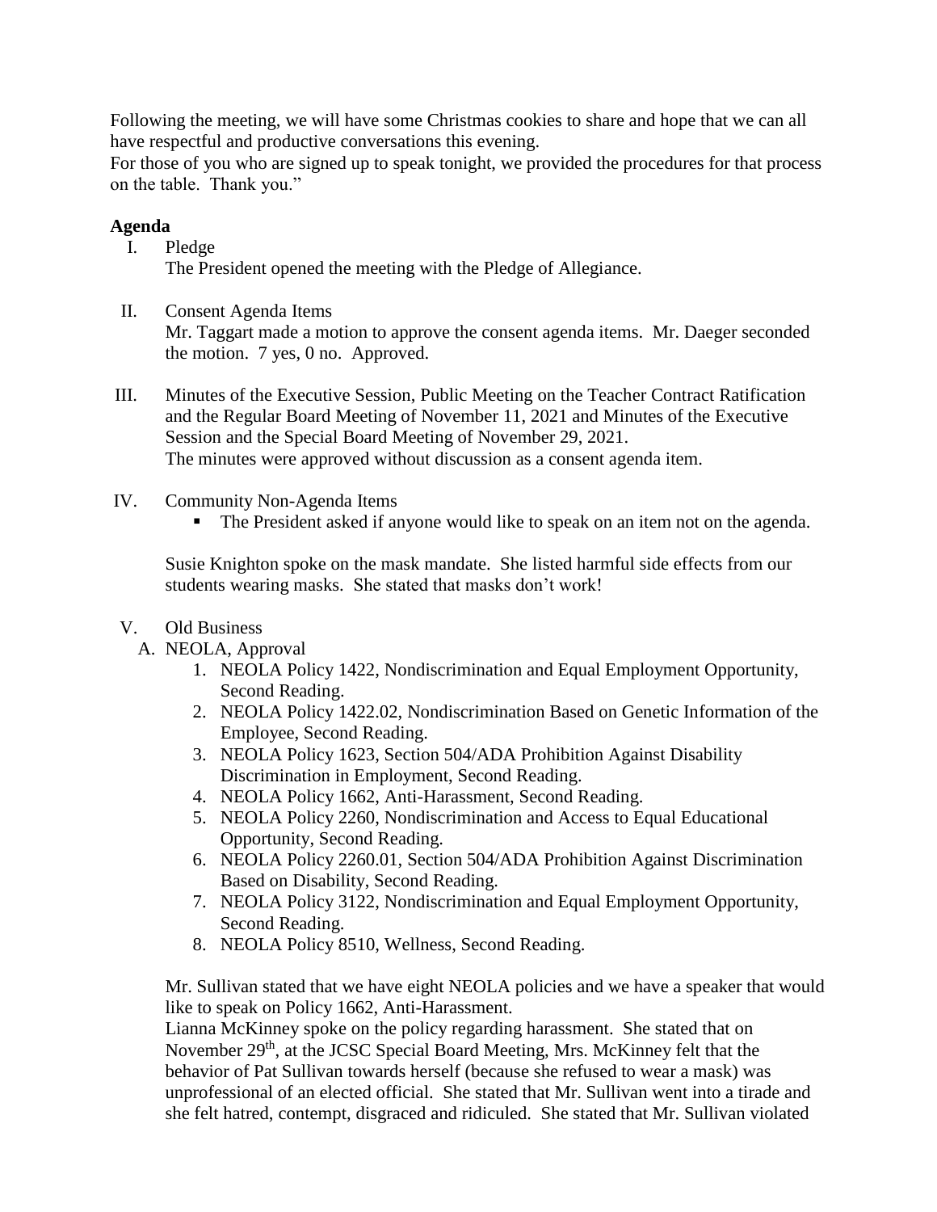Following the meeting, we will have some Christmas cookies to share and hope that we can all have respectful and productive conversations this evening.
For those of you who are signed up to speak tonight, we provided the procedures for that process on the table. Thank you."

**Agenda**

I. Pledge
The President opened the meeting with the Pledge of Allegiance.

II. Consent Agenda Items
Mr. Taggart made a motion to approve the consent agenda items. Mr. Daeger seconded the motion. 7 yes, 0 no. Approved.

III. Minutes of the Executive Session, Public Meeting on the Teacher Contract Ratification and the Regular Board Meeting of November 11, 2021 and Minutes of the Executive Session and the Special Board Meeting of November 29, 2021.
The minutes were approved without discussion as a consent agenda item.

IV. Community Non-Agenda Items
- The President asked if anyone would like to speak on an item not on the agenda.

Susie Knighton spoke on the mask mandate. She listed harmful side effects from our students wearing masks. She stated that masks don't work!

V. Old Business
A. NEOLA, Approval
1. NEOLA Policy 1422, Nondiscrimination and Equal Employment Opportunity, Second Reading.
2. NEOLA Policy 1422.02, Nondiscrimination Based on Genetic Information of the Employee, Second Reading.
3. NEOLA Policy 1623, Section 504/ADA Prohibition Against Disability Discrimination in Employment, Second Reading.
4. NEOLA Policy 1662, Anti-Harassment, Second Reading.
5. NEOLA Policy 2260, Nondiscrimination and Access to Equal Educational Opportunity, Second Reading.
6. NEOLA Policy 2260.01, Section 504/ADA Prohibition Against Discrimination Based on Disability, Second Reading.
7. NEOLA Policy 3122, Nondiscrimination and Equal Employment Opportunity, Second Reading.
8. NEOLA Policy 8510, Wellness, Second Reading.

Mr. Sullivan stated that we have eight NEOLA policies and we have a speaker that would like to speak on Policy 1662, Anti-Harassment.
Lianna McKinney spoke on the policy regarding harassment. She stated that on November 29th, at the JCSC Special Board Meeting, Mrs. McKinney felt that the behavior of Pat Sullivan towards herself (because she refused to wear a mask) was unprofessional of an elected official. She stated that Mr. Sullivan went into a tirade and she felt hatred, contempt, disgraced and ridiculed. She stated that Mr. Sullivan violated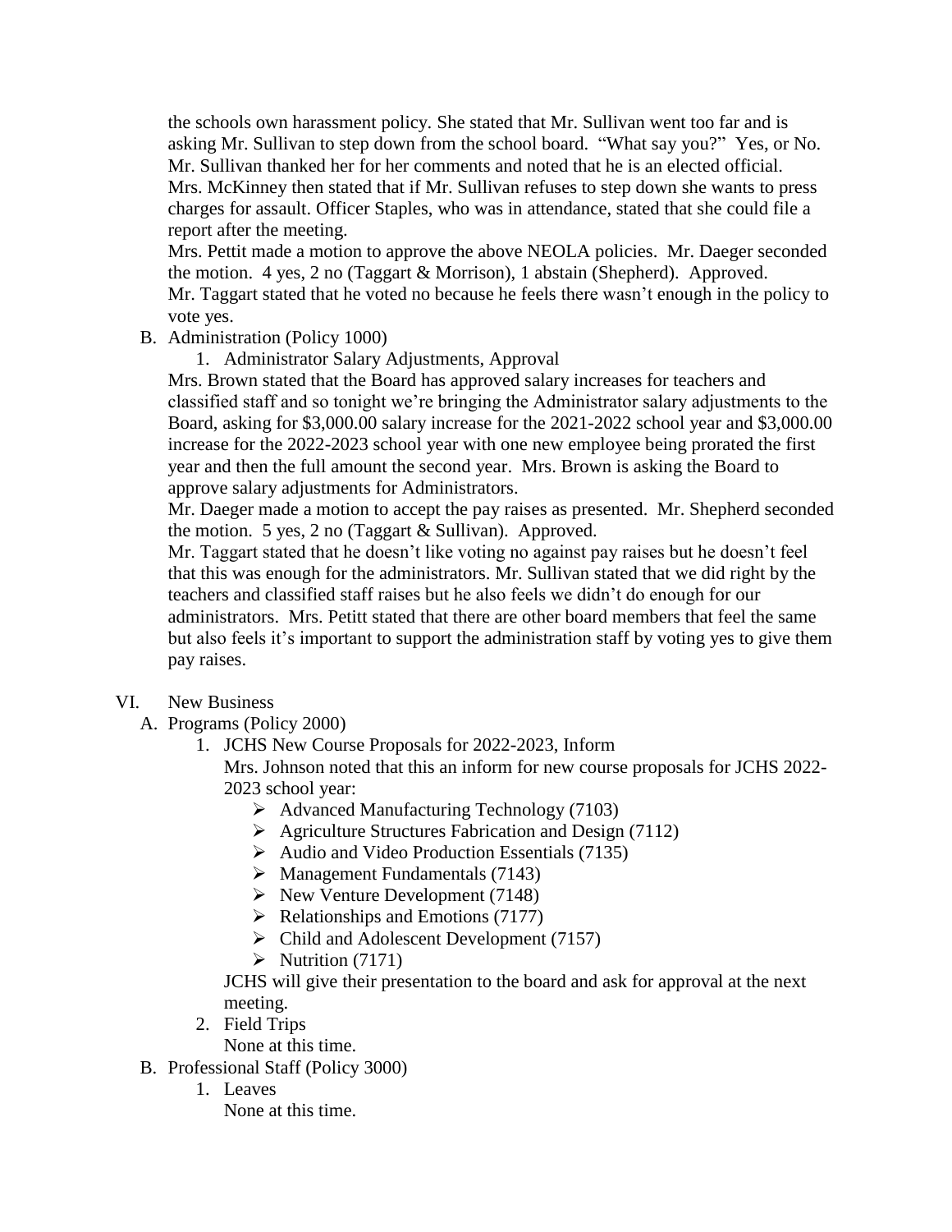the schools own harassment policy. She stated that Mr. Sullivan went too far and is asking Mr. Sullivan to step down from the school board. "What say you?" Yes, or No. Mr. Sullivan thanked her for her comments and noted that he is an elected official. Mrs. McKinney then stated that if Mr. Sullivan refuses to step down she wants to press charges for assault. Officer Staples, who was in attendance, stated that she could file a report after the meeting.

Mrs. Pettit made a motion to approve the above NEOLA policies. Mr. Daeger seconded the motion. 4 yes, 2 no (Taggart & Morrison), 1 abstain (Shepherd). Approved.

Mr. Taggart stated that he voted no because he feels there wasn't enough in the policy to vote yes.

B. Administration (Policy 1000)

1. Administrator Salary Adjustments, Approval

Mrs. Brown stated that the Board has approved salary increases for teachers and classified staff and so tonight we're bringing the Administrator salary adjustments to the Board, asking for $3,000.00 salary increase for the 2021-2022 school year and $3,000.00 increase for the 2022-2023 school year with one new employee being prorated the first year and then the full amount the second year. Mrs. Brown is asking the Board to approve salary adjustments for Administrators.

Mr. Daeger made a motion to accept the pay raises as presented. Mr. Shepherd seconded the motion. 5 yes, 2 no (Taggart & Sullivan). Approved.

Mr. Taggart stated that he doesn't like voting no against pay raises but he doesn't feel that this was enough for the administrators. Mr. Sullivan stated that we did right by the teachers and classified staff raises but he also feels we didn't do enough for our administrators. Mrs. Petitt stated that there are other board members that feel the same but also feels it's important to support the administration staff by voting yes to give them pay raises.

VI. New Business

A. Programs (Policy 2000)

1. JCHS New Course Proposals for 2022-2023, Inform

   Mrs. Johnson noted that this an inform for new course proposals for JCHS 2022-2023 school year:

   - Advanced Manufacturing Technology (7103)
   - Agriculture Structures Fabrication and Design (7112)
   - Audio and Video Production Essentials (7135)
   - Management Fundamentals (7143)
   - New Venture Development (7148)
   - Relationships and Emotions (7177)
   - Child and Adolescent Development (7157)
   - Nutrition (7171)

   JCHS will give their presentation to the board and ask for approval at the next meeting.

2. Field Trips

   None at this time.

B. Professional Staff (Policy 3000)

1. Leaves

   None at this time.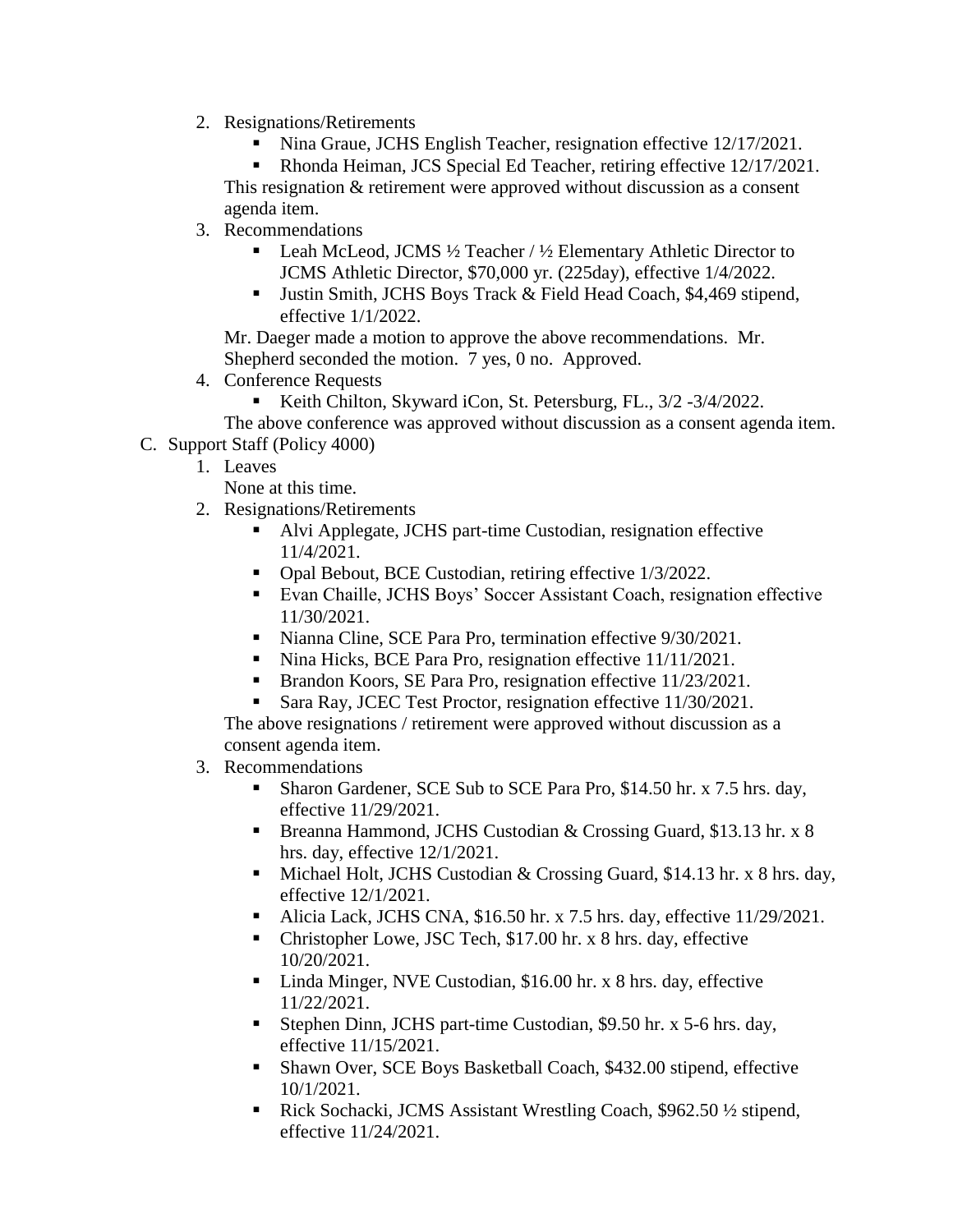2. Resignations/Retirements
   - Nina Graue, JCHS English Teacher, resignation effective 12/17/2021.
   - Rhonda Heiman, JCS Special Ed Teacher, retiring effective 12/17/2021.

   This resignation & retirement were approved without discussion as a consent agenda item.
3. Recommendations
   - Leah McLeod, JCMS ½ Teacher / ½ Elementary Athletic Director to JCMS Athletic Director, $70,000 yr. (225day), effective 1/4/2022.
   - Justin Smith, JCHS Boys Track & Field Head Coach, $4,469 stipend, effective 1/1/2022.

   Mr. Daeger made a motion to approve the above recommendations. Mr. Shepherd seconded the motion. 7 yes, 0 no. Approved.
4. Conference Requests
   - Keith Chilton, Skyward iCon, St. Petersburg, FL., 3/2 -3/4/2022.

   The above conference was approved without discussion as a consent agenda item.

C. Support Staff (Policy 4000)

1. Leaves

   None at this time.
2. Resignations/Retirements
   - Alvi Applegate, JCHS part-time Custodian, resignation effective 11/4/2021.
   - Opal Bebout, BCE Custodian, retiring effective 1/3/2022.
   - Evan Chaille, JCHS Boys' Soccer Assistant Coach, resignation effective 11/30/2021.
   - Nianna Cline, SCE Para Pro, termination effective 9/30/2021.
   - Nina Hicks, BCE Para Pro, resignation effective 11/11/2021.
   - Brandon Koors, SE Para Pro, resignation effective 11/23/2021.
   - Sara Ray, JCEC Test Proctor, resignation effective 11/30/2021.

   The above resignations / retirement were approved without discussion as a consent agenda item.
3. Recommendations
   - Sharon Gardener, SCE Sub to SCE Para Pro, $14.50 hr. x 7.5 hrs. day, effective 11/29/2021.
   - Breanna Hammond, JCHS Custodian & Crossing Guard, $13.13 hr. x 8 hrs. day, effective 12/1/2021.
   - Michael Holt, JCHS Custodian & Crossing Guard, $14.13 hr. x 8 hrs. day, effective 12/1/2021.
   - Alicia Lack, JCHS CNA, $16.50 hr. x 7.5 hrs. day, effective 11/29/2021.
   - Christopher Lowe, JSC Tech, $17.00 hr. x 8 hrs. day, effective 10/20/2021.
   - Linda Minger, NVE Custodian, $16.00 hr. x 8 hrs. day, effective 11/22/2021.
   - Stephen Dinn, JCHS part-time Custodian, $9.50 hr. x 5-6 hrs. day, effective 11/15/2021.
   - Shawn Over, SCE Boys Basketball Coach, $432.00 stipend, effective 10/1/2021.
   - Rick Sochacki, JCMS Assistant Wrestling Coach, $962.50 ½ stipend, effective 11/24/2021.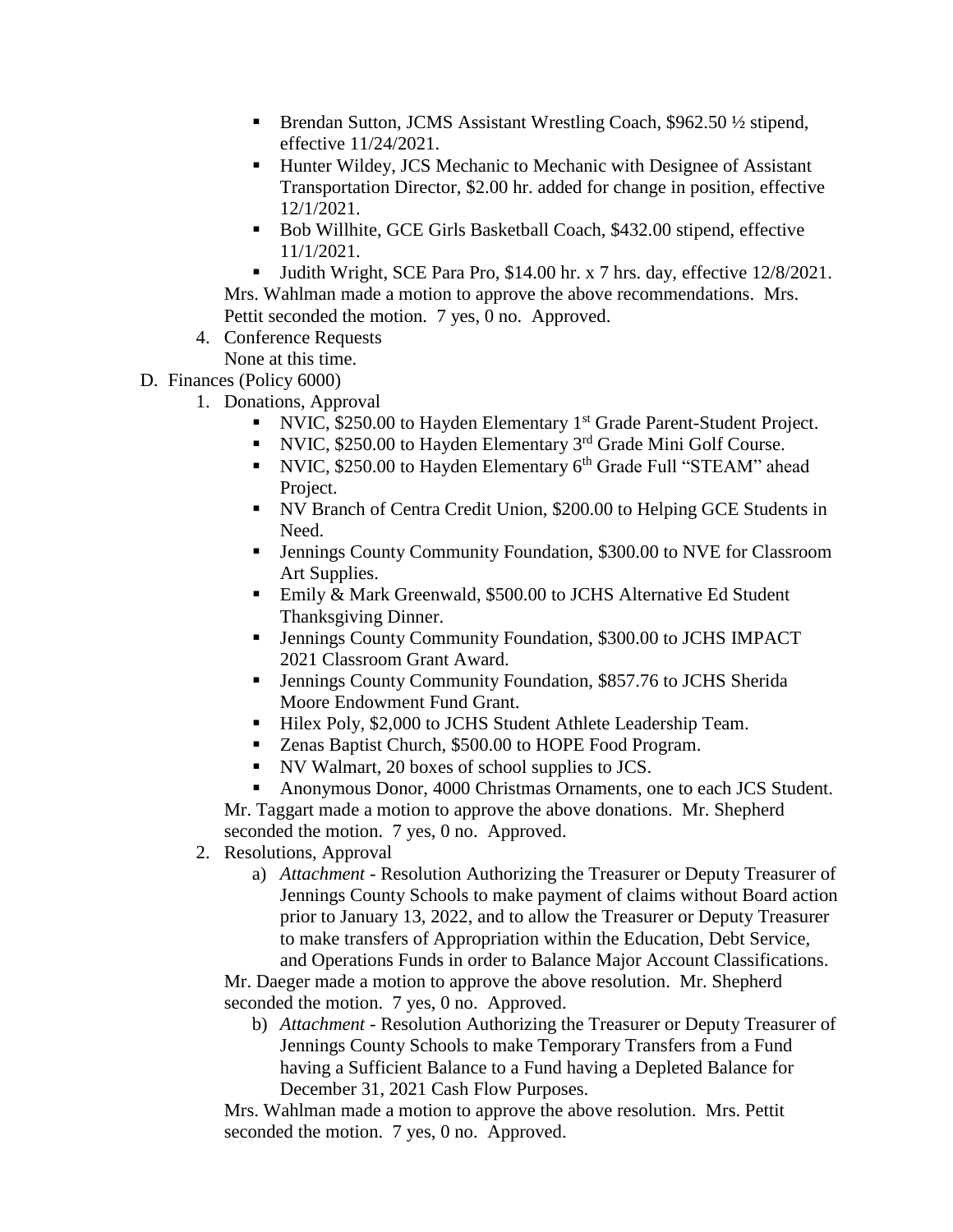- Brendan Sutton, JCMS Assistant Wrestling Coach, $962.50 ½ stipend, effective 11/24/2021.
- Hunter Wildey, JCS Mechanic to Mechanic with Designee of Assistant Transportation Director, $2.00 hr. added for change in position, effective 12/1/2021.
- Bob Willhite, GCE Girls Basketball Coach, $432.00 stipend, effective 11/1/2021.
- Judith Wright, SCE Para Pro, $14.00 hr. x 7 hrs. day, effective 12/8/2021.

Mrs. Wahlman made a motion to approve the above recommendations. Mrs. Pettit seconded the motion. 7 yes, 0 no. Approved.

4. Conference Requests
   None at this time.

D. Finances (Policy 6000)

1. Donations, Approval
   - NVIC, $250.00 to Hayden Elementary 1st Grade Parent-Student Project.
   - NVIC, $250.00 to Hayden Elementary 3rd Grade Mini Golf Course.
   - NVIC, $250.00 to Hayden Elementary 6th Grade Full "STEAM" ahead Project.
   - NV Branch of Centra Credit Union, $200.00 to Helping GCE Students in Need.
   - Jennings County Community Foundation, $300.00 to NVE for Classroom Art Supplies.
   - Emily & Mark Greenwald, $500.00 to JCHS Alternative Ed Student Thanksgiving Dinner.
   - Jennings County Community Foundation, $300.00 to JCHS IMPACT 2021 Classroom Grant Award.
   - Jennings County Community Foundation, $857.76 to JCHS Sherida Moore Endowment Fund Grant.
   - Hilex Poly, $2,000 to JCHS Student Athlete Leadership Team.
   - Zenas Baptist Church, $500.00 to HOPE Food Program.
   - NV Walmart, 20 boxes of school supplies to JCS.
   - Anonymous Donor, 4000 Christmas Ornaments, one to each JCS Student.

   Mr. Taggart made a motion to approve the above donations. Mr. Shepherd seconded the motion. 7 yes, 0 no. Approved.

2. Resolutions, Approval
   a) *Attachment* - Resolution Authorizing the Treasurer or Deputy Treasurer of Jennings County Schools to make payment of claims without Board action prior to January 13, 2022, and to allow the Treasurer or Deputy Treasurer to make transfers of Appropriation within the Education, Debt Service, and Operations Funds in order to Balance Major Account Classifications.

   Mr. Daeger made a motion to approve the above resolution. Mr. Shepherd seconded the motion. 7 yes, 0 no. Approved.

   b) *Attachment* - Resolution Authorizing the Treasurer or Deputy Treasurer of Jennings County Schools to make Temporary Transfers from a Fund having a Sufficient Balance to a Fund having a Depleted Balance for December 31, 2021 Cash Flow Purposes.

   Mrs. Wahlman made a motion to approve the above resolution. Mrs. Pettit seconded the motion. 7 yes, 0 no. Approved.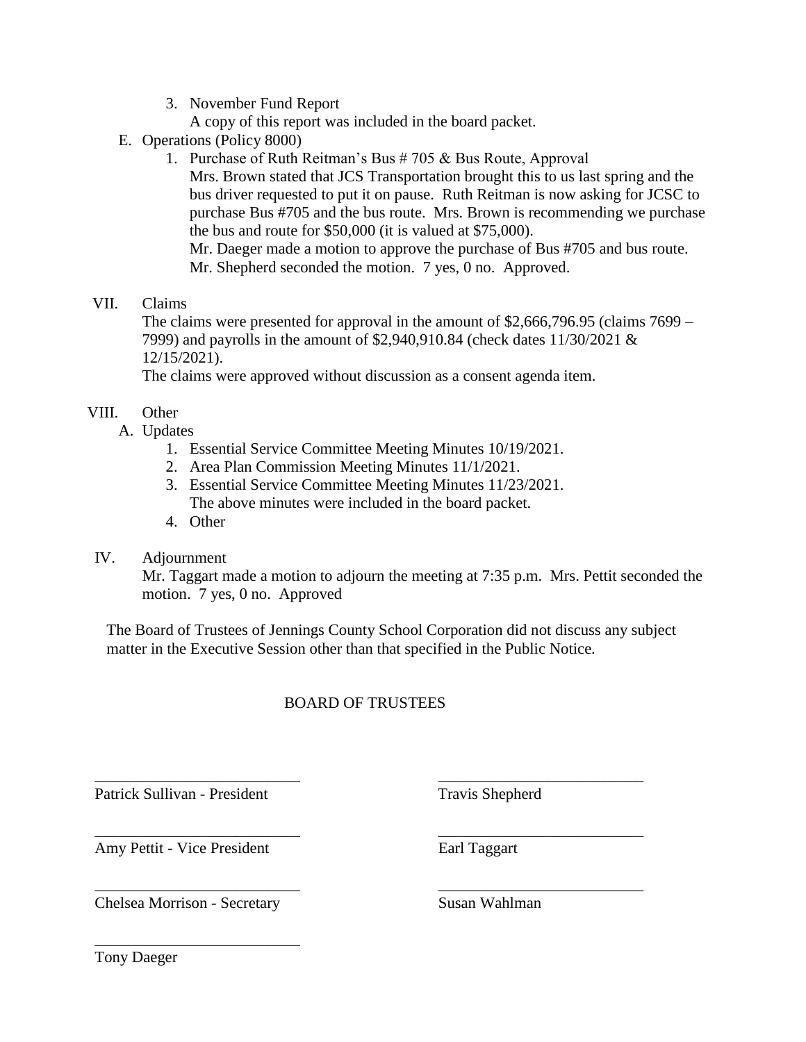3. November Fund Report
   A copy of this report was included in the board packet.

E. Operations (Policy 8000)
   1. Purchase of Ruth Reitman's Bus # 705 & Bus Route, Approval
      Mrs. Brown stated that JCS Transportation brought this to us last spring and the bus driver requested to put it on pause. Ruth Reitman is now asking for JCSC to purchase Bus #705 and the bus route. Mrs. Brown is recommending we purchase the bus and route for $50,000 (it is valued at $75,000).
      Mr. Daeger made a motion to approve the purchase of Bus #705 and bus route. Mr. Shepherd seconded the motion. 7 yes, 0 no. Approved.

VII. Claims
The claims were presented for approval in the amount of $2,666,796.95 (claims 7699 – 7999) and payrolls in the amount of $2,940,910.84 (check dates 11/30/2021 & 12/15/2021).
The claims were approved without discussion as a consent agenda item.

VIII. Other
A. Updates
   1. Essential Service Committee Meeting Minutes 10/19/2021.
   2. Area Plan Commission Meeting Minutes 11/1/2021.
   3. Essential Service Committee Meeting Minutes 11/23/2021.
      The above minutes were included in the board packet.
   4. Other

IV. Adjournment
Mr. Taggart made a motion to adjourn the meeting at 7:35 p.m. Mrs. Pettit seconded the motion. 7 yes, 0 no. Approved

The Board of Trustees of Jennings County School Corporation did not discuss any subject matter in the Executive Session other than that specified in the Public Notice.

BOARD OF TRUSTEES

| | |
|---|---|
| ___________________________ Patrick Sullivan - President | ___________________________ Travis Shepherd |
| ___________________________ Amy Pettit - Vice President | ___________________________ Earl Taggart |
| ___________________________ Chelsea Morrison - Secretary | ___________________________ Susan Wahlman |
| ___________________________ Tony Daeger | |